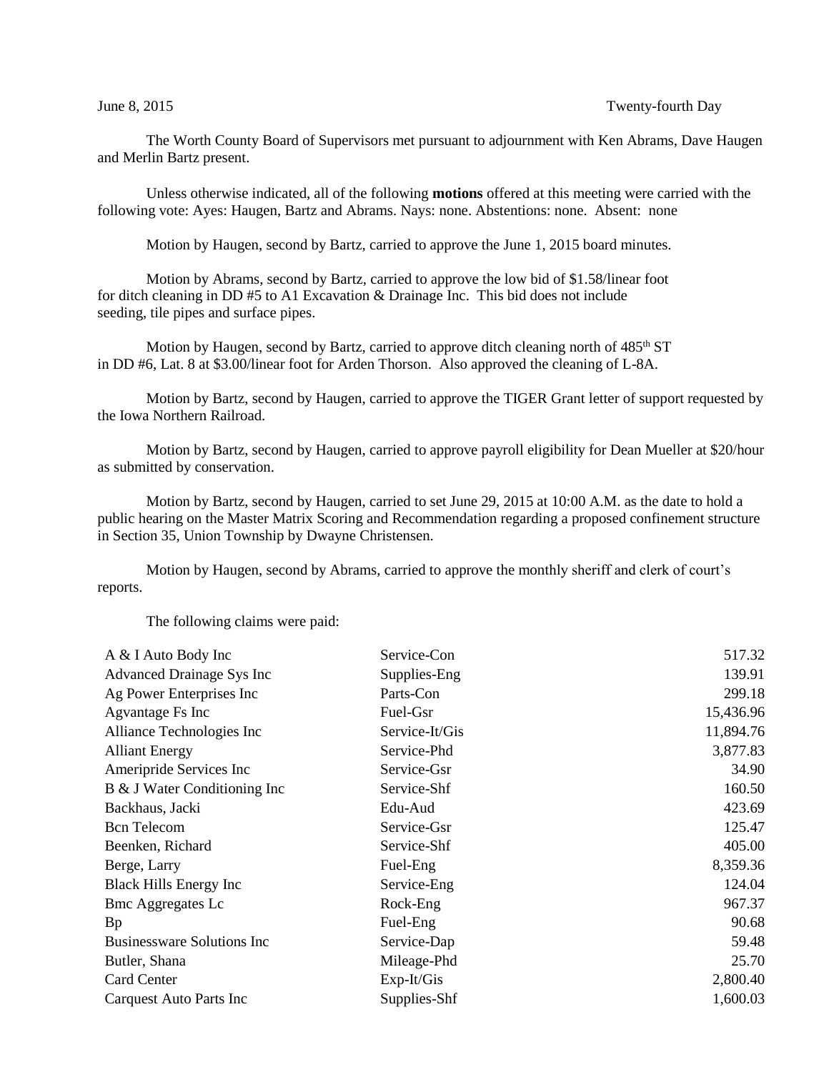June 8, 2015 Twenty-fourth Day

The Worth County Board of Supervisors met pursuant to adjournment with Ken Abrams, Dave Haugen and Merlin Bartz present.

Unless otherwise indicated, all of the following **motions** offered at this meeting were carried with the following vote: Ayes: Haugen, Bartz and Abrams. Nays: none. Abstentions: none. Absent: none

Motion by Haugen, second by Bartz, carried to approve the June 1, 2015 board minutes.

Motion by Abrams, second by Bartz, carried to approve the low bid of $1.58/linear foot for ditch cleaning in DD #5 to A1 Excavation & Drainage Inc. This bid does not include seeding, tile pipes and surface pipes.

Motion by Haugen, second by Bartz, carried to approve ditch cleaning north of 485th ST in DD #6, Lat. 8 at $3.00/linear foot for Arden Thorson. Also approved the cleaning of L-8A.

Motion by Bartz, second by Haugen, carried to approve the TIGER Grant letter of support requested by the Iowa Northern Railroad.

Motion by Bartz, second by Haugen, carried to approve payroll eligibility for Dean Mueller at $20/hour as submitted by conservation.

Motion by Bartz, second by Haugen, carried to set June 29, 2015 at 10:00 A.M. as the date to hold a public hearing on the Master Matrix Scoring and Recommendation regarding a proposed confinement structure in Section 35, Union Township by Dwayne Christensen.

Motion by Haugen, second by Abrams, carried to approve the monthly sheriff and clerk of court's reports.

The following claims were paid:

| | | |
|---|---|---|
| A & I Auto Body Inc | Service-Con | 517.32 |
| Advanced Drainage Sys Inc | Supplies-Eng | 139.91 |
| Ag Power Enterprises Inc | Parts-Con | 299.18 |
| Agvantage Fs Inc | Fuel-Gsr | 15,436.96 |
| Alliance Technologies Inc | Service-It/Gis | 11,894.76 |
| Alliant Energy | Service-Phd | 3,877.83 |
| Ameripride Services Inc | Service-Gsr | 34.90 |
| B & J Water Conditioning Inc | Service-Shf | 160.50 |
| Backhaus, Jacki | Edu-Aud | 423.69 |
| Bcn Telecom | Service-Gsr | 125.47 |
| Beenken, Richard | Service-Shf | 405.00 |
| Berge, Larry | Fuel-Eng | 8,359.36 |
| Black Hills Energy Inc | Service-Eng | 124.04 |
| Bmc Aggregates Lc | Rock-Eng | 967.37 |
| Bp | Fuel-Eng | 90.68 |
| Businessware Solutions Inc | Service-Dap | 59.48 |
| Butler, Shana | Mileage-Phd | 25.70 |
| Card Center | Exp-It/Gis | 2,800.40 |
| Carquest Auto Parts Inc | Supplies-Shf | 1,600.03 |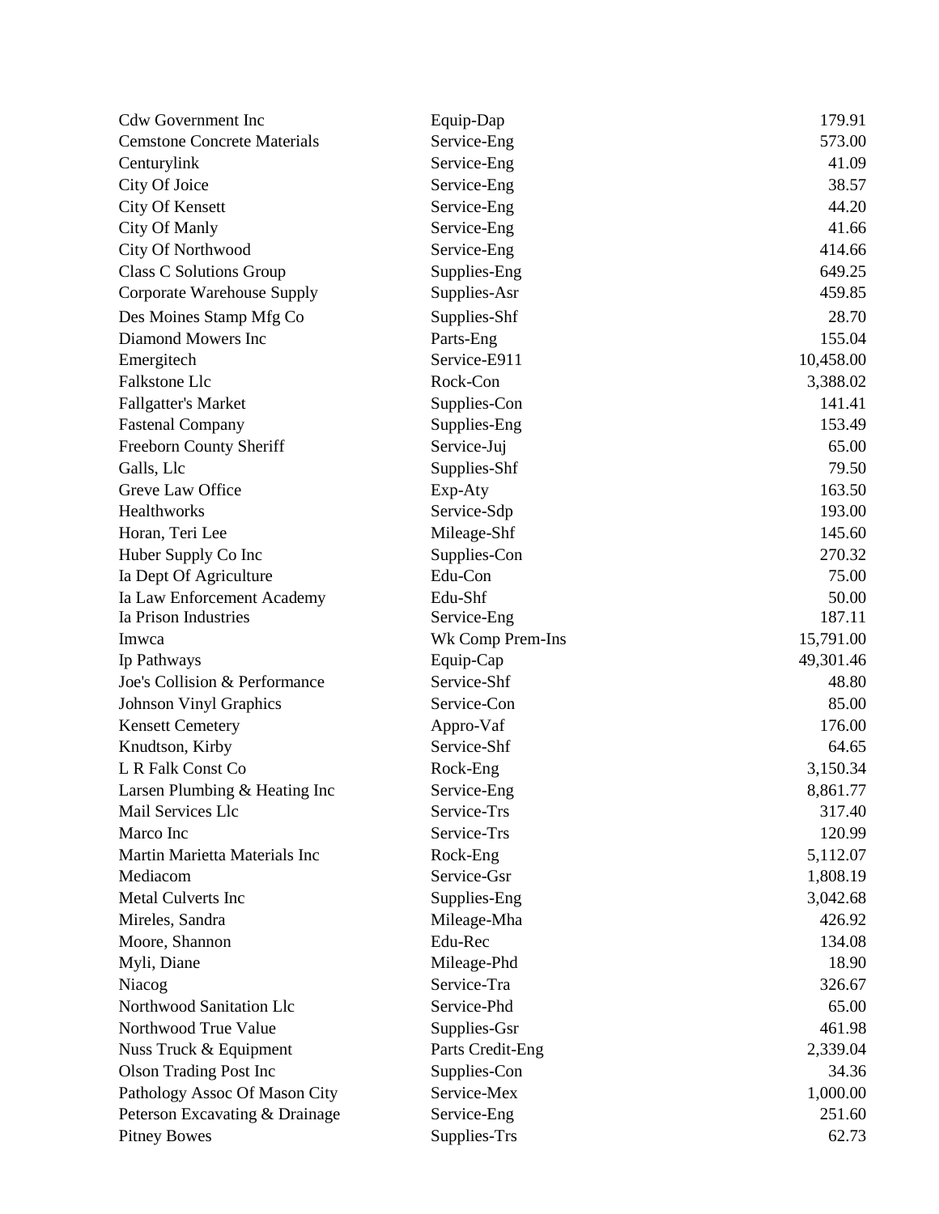| | | |
|---|---|---|
| Cdw Government Inc | Equip-Dap | 179.91 |
| Cemstone Concrete Materials | Service-Eng | 573.00 |
| Centurylink | Service-Eng | 41.09 |
| City Of Joice | Service-Eng | 38.57 |
| City Of Kensett | Service-Eng | 44.20 |
| City Of Manly | Service-Eng | 41.66 |
| City Of Northwood | Service-Eng | 414.66 |
| Class C Solutions Group | Supplies-Eng | 649.25 |
| Corporate Warehouse Supply | Supplies-Asr | 459.85 |
| Des Moines Stamp Mfg Co | Supplies-Shf | 28.70 |
| Diamond Mowers Inc | Parts-Eng | 155.04 |
| Emergitech | Service-E911 | 10,458.00 |
| Falkstone Llc | Rock-Con | 3,388.02 |
| Fallgatter's Market | Supplies-Con | 141.41 |
| Fastenal Company | Supplies-Eng | 153.49 |
| Freeborn County Sheriff | Service-Juj | 65.00 |
| Galls, Llc | Supplies-Shf | 79.50 |
| Greve Law Office | Exp-Aty | 163.50 |
| Healthworks | Service-Sdp | 193.00 |
| Horan, Teri Lee | Mileage-Shf | 145.60 |
| Huber Supply Co Inc | Supplies-Con | 270.32 |
| Ia Dept Of Agriculture | Edu-Con | 75.00 |
| Ia Law Enforcement Academy | Edu-Shf | 50.00 |
| Ia Prison Industries | Service-Eng | 187.11 |
| Imwca | Wk Comp Prem-Ins | 15,791.00 |
| Ip Pathways | Equip-Cap | 49,301.46 |
| Joe's Collision & Performance | Service-Shf | 48.80 |
| Johnson Vinyl Graphics | Service-Con | 85.00 |
| Kensett Cemetery | Appro-Vaf | 176.00 |
| Knudtson, Kirby | Service-Shf | 64.65 |
| L R Falk Const Co | Rock-Eng | 3,150.34 |
| Larsen Plumbing & Heating Inc | Service-Eng | 8,861.77 |
| Mail Services Llc | Service-Trs | 317.40 |
| Marco Inc | Service-Trs | 120.99 |
| Martin Marietta Materials Inc | Rock-Eng | 5,112.07 |
| Mediacom | Service-Gsr | 1,808.19 |
| Metal Culverts Inc | Supplies-Eng | 3,042.68 |
| Mireles, Sandra | Mileage-Mha | 426.92 |
| Moore, Shannon | Edu-Rec | 134.08 |
| Myli, Diane | Mileage-Phd | 18.90 |
| Niacog | Service-Tra | 326.67 |
| Northwood Sanitation Llc | Service-Phd | 65.00 |
| Northwood True Value | Supplies-Gsr | 461.98 |
| Nuss Truck & Equipment | Parts Credit-Eng | 2,339.04 |
| Olson Trading Post Inc | Supplies-Con | 34.36 |
| Pathology Assoc Of Mason City | Service-Mex | 1,000.00 |
| Peterson Excavating & Drainage | Service-Eng | 251.60 |
| Pitney Bowes | Supplies-Trs | 62.73 |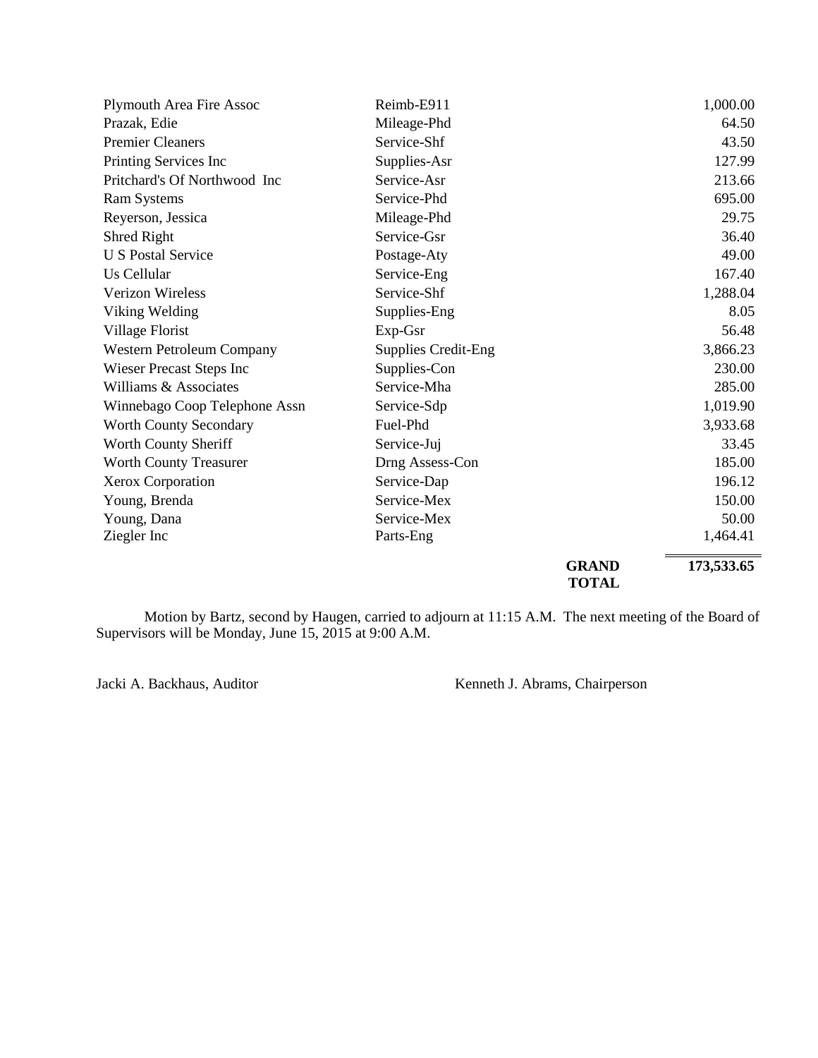| | | | |
|---|---|---|---|
| Plymouth Area Fire Assoc | Reimb-E911 | | 1,000.00 |
| Prazak, Edie | Mileage-Phd | | 64.50 |
| Premier Cleaners | Service-Shf | | 43.50 |
| Printing Services Inc | Supplies-Asr | | 127.99 |
| Pritchard's Of Northwood Inc | Service-Asr | | 213.66 |
| Ram Systems | Service-Phd | | 695.00 |
| Reyerson, Jessica | Mileage-Phd | | 29.75 |
| Shred Right | Service-Gsr | | 36.40 |
| U S Postal Service | Postage-Aty | | 49.00 |
| Us Cellular | Service-Eng | | 167.40 |
| Verizon Wireless | Service-Shf | | 1,288.04 |
| Viking Welding | Supplies-Eng | | 8.05 |
| Village Florist | Exp-Gsr | | 56.48 |
| Western Petroleum Company | Supplies Credit-Eng | | 3,866.23 |
| Wieser Precast Steps Inc | Supplies-Con | | 230.00 |
| Williams & Associates | Service-Mha | | 285.00 |
| Winnebago Coop Telephone Assn | Service-Sdp | | 1,019.90 |
| Worth County Secondary | Fuel-Phd | | 3,933.68 |
| Worth County Sheriff | Service-Juj | | 33.45 |
| Worth County Treasurer | Drng Assess-Con | | 185.00 |
| Xerox Corporation | Service-Dap | | 196.12 |
| Young, Brenda | Service-Mex | | 150.00 |
| Young, Dana | Service-Mex | | 50.00 |
| Ziegler Inc | Parts-Eng | | 1,464.41 |
| | | **GRAND TOTAL** | **173,533.65** |

Motion by Bartz, second by Haugen, carried to adjourn at 11:15 A.M. The next meeting of the Board of Supervisors will be Monday, June 15, 2015 at 9:00 A.M.

Jacki A. Backhaus, Auditor

Kenneth J. Abrams, Chairperson